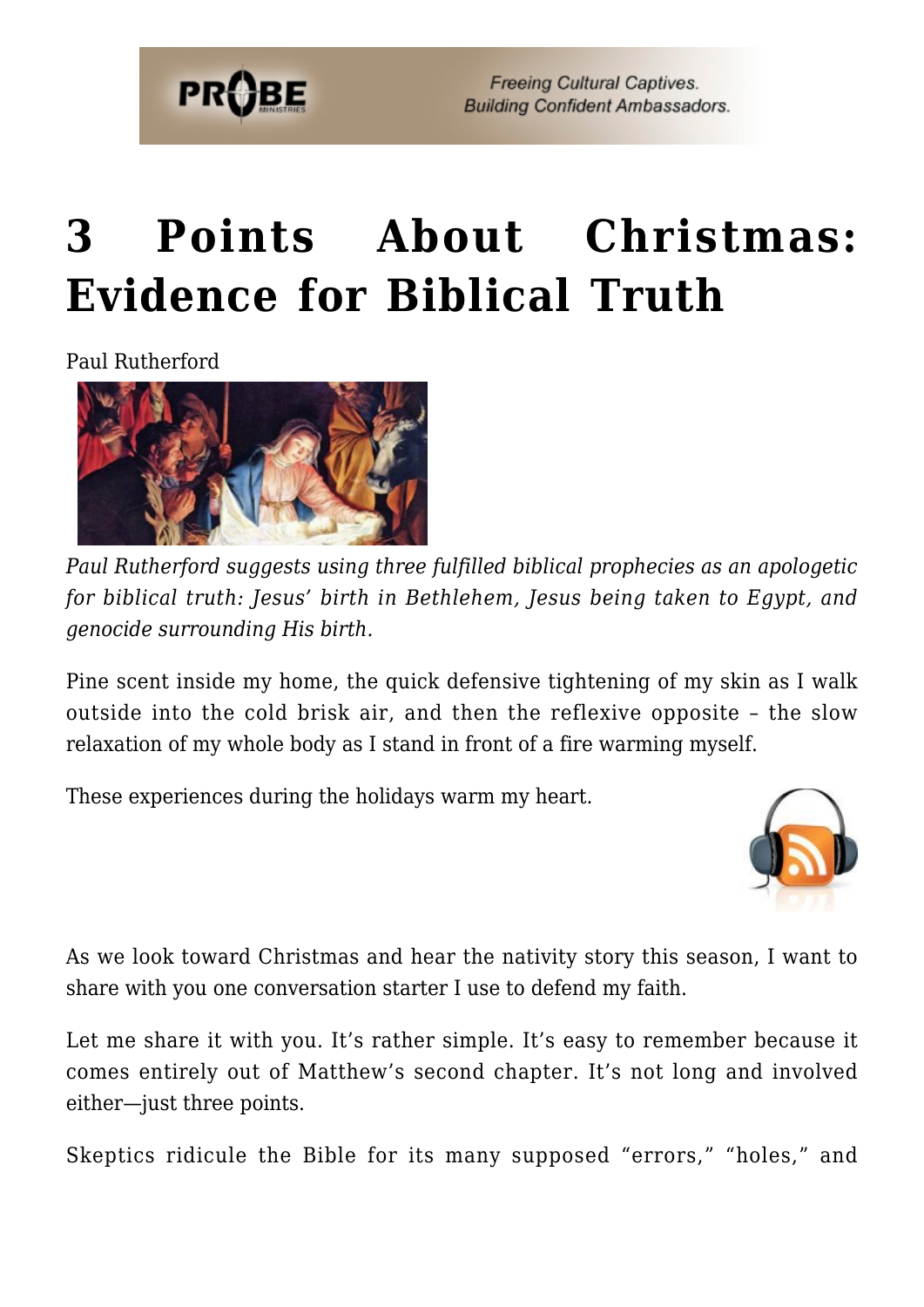# 3 Points About Christmas: Evidence for Biblical Truth

Paul Rutherford

*Paul Rutherford suggests using three fulfilled biblical prophecies as an apologetic for biblical truth: Jesus' birth in Bethlehem, Jesus being taken to Egypt, and genocide surrounding His birth.*

Pine scent inside my home, the quick defensive tightening of my skin as I walk outside into the cold brisk air, and then the reflexive opposite – the slow relaxation of my whole body as I stand in front of a fire warming myself.

These experiences during the holidays warm my heart.

As we look toward Christmas and hear the nativity story this season, I want to share with you one conversation starter I use to defend my faith.

Let me share it with you. It's rather simple. It's easy to remember because it comes entirely out of Matthew's second chapter. It's not long and involved either—just three points.

Skeptics ridicule the Bible for its many supposed "errors," "holes," and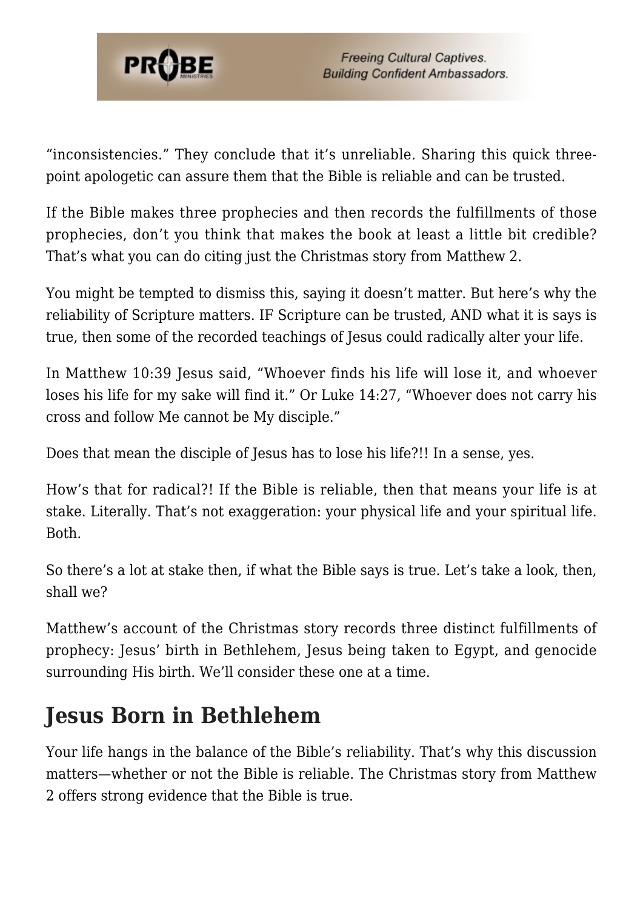"inconsistencies." They conclude that it's unreliable. Sharing this quick three-point apologetic can assure them that the Bible is reliable and can be trusted.

If the Bible makes three prophecies and then records the fulfillments of those prophecies, don't you think that makes the book at least a little bit credible? That's what you can do citing just the Christmas story from Matthew 2.

You might be tempted to dismiss this, saying it doesn't matter. But here's why the reliability of Scripture matters. IF Scripture can be trusted, AND what it is says is true, then some of the recorded teachings of Jesus could radically alter your life.

In Matthew 10:39 Jesus said, "Whoever finds his life will lose it, and whoever loses his life for my sake will find it." Or Luke 14:27, "Whoever does not carry his cross and follow Me cannot be My disciple."

Does that mean the disciple of Jesus has to lose his life?!! In a sense, yes.

How's that for radical?! If the Bible is reliable, then that means your life is at stake. Literally. That's not exaggeration: your physical life and your spiritual life. Both.

So there's a lot at stake then, if what the Bible says is true. Let's take a look, then, shall we?

Matthew's account of the Christmas story records three distinct fulfillments of prophecy: Jesus' birth in Bethlehem, Jesus being taken to Egypt, and genocide surrounding His birth. We'll consider these one at a time.

## Jesus Born in Bethlehem

Your life hangs in the balance of the Bible's reliability. That's why this discussion matters—whether or not the Bible is reliable. The Christmas story from Matthew 2 offers strong evidence that the Bible is true.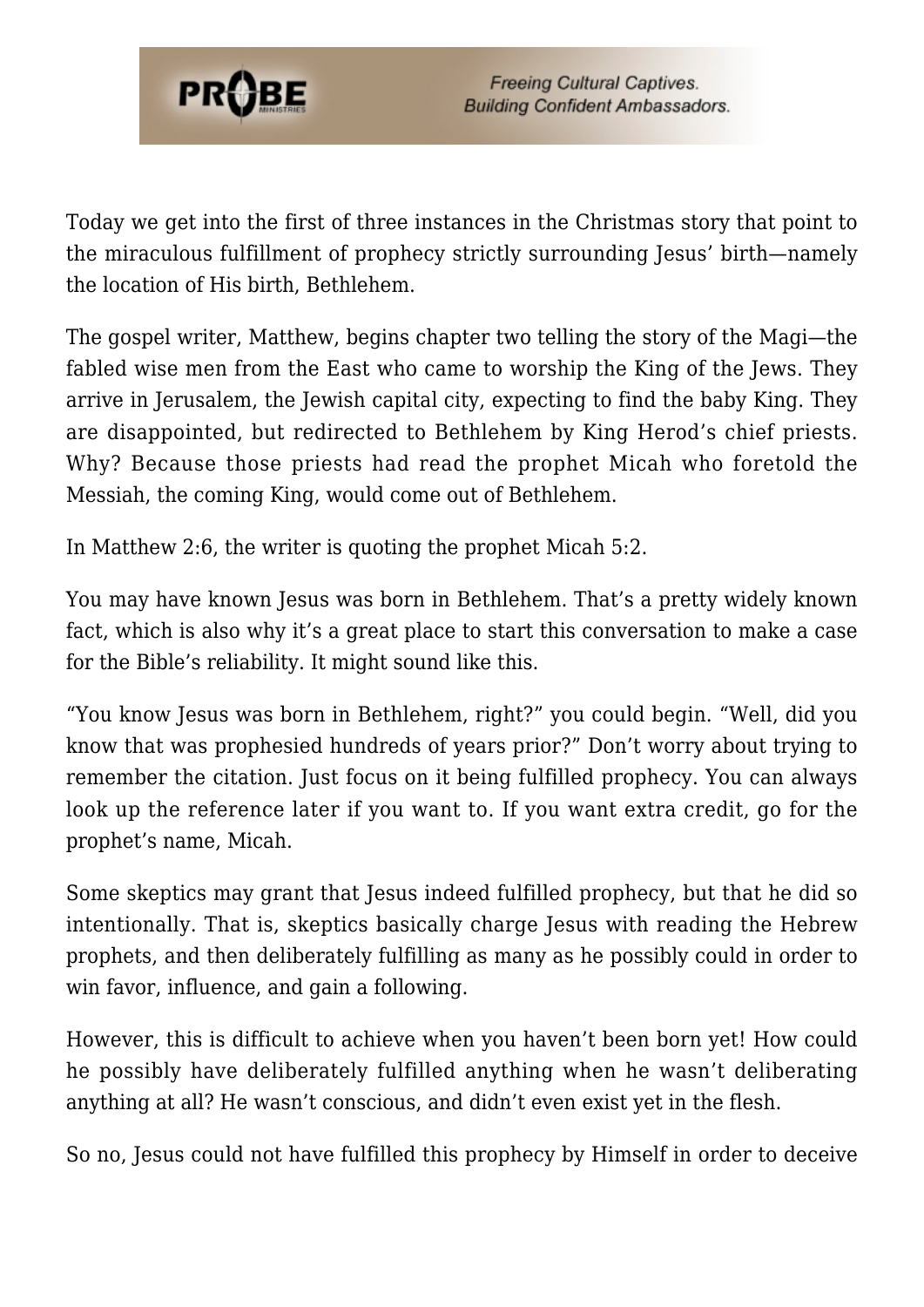Today we get into the first of three instances in the Christmas story that point to the miraculous fulfillment of prophecy strictly surrounding Jesus' birth—namely the location of His birth, Bethlehem.

The gospel writer, Matthew, begins chapter two telling the story of the Magi—the fabled wise men from the East who came to worship the King of the Jews. They arrive in Jerusalem, the Jewish capital city, expecting to find the baby King. They are disappointed, but redirected to Bethlehem by King Herod's chief priests. Why? Because those priests had read the prophet Micah who foretold the Messiah, the coming King, would come out of Bethlehem.

In Matthew 2:6, the writer is quoting the prophet Micah 5:2.

You may have known Jesus was born in Bethlehem. That's a pretty widely known fact, which is also why it's a great place to start this conversation to make a case for the Bible's reliability. It might sound like this.

"You know Jesus was born in Bethlehem, right?" you could begin. "Well, did you know that was prophesied hundreds of years prior?" Don't worry about trying to remember the citation. Just focus on it being fulfilled prophecy. You can always look up the reference later if you want to. If you want extra credit, go for the prophet's name, Micah.

Some skeptics may grant that Jesus indeed fulfilled prophecy, but that he did so intentionally. That is, skeptics basically charge Jesus with reading the Hebrew prophets, and then deliberately fulfilling as many as he possibly could in order to win favor, influence, and gain a following.

However, this is difficult to achieve when you haven't been born yet! How could he possibly have deliberately fulfilled anything when he wasn't deliberating anything at all? He wasn't conscious, and didn't even exist yet in the flesh.

So no, Jesus could not have fulfilled this prophecy by Himself in order to deceive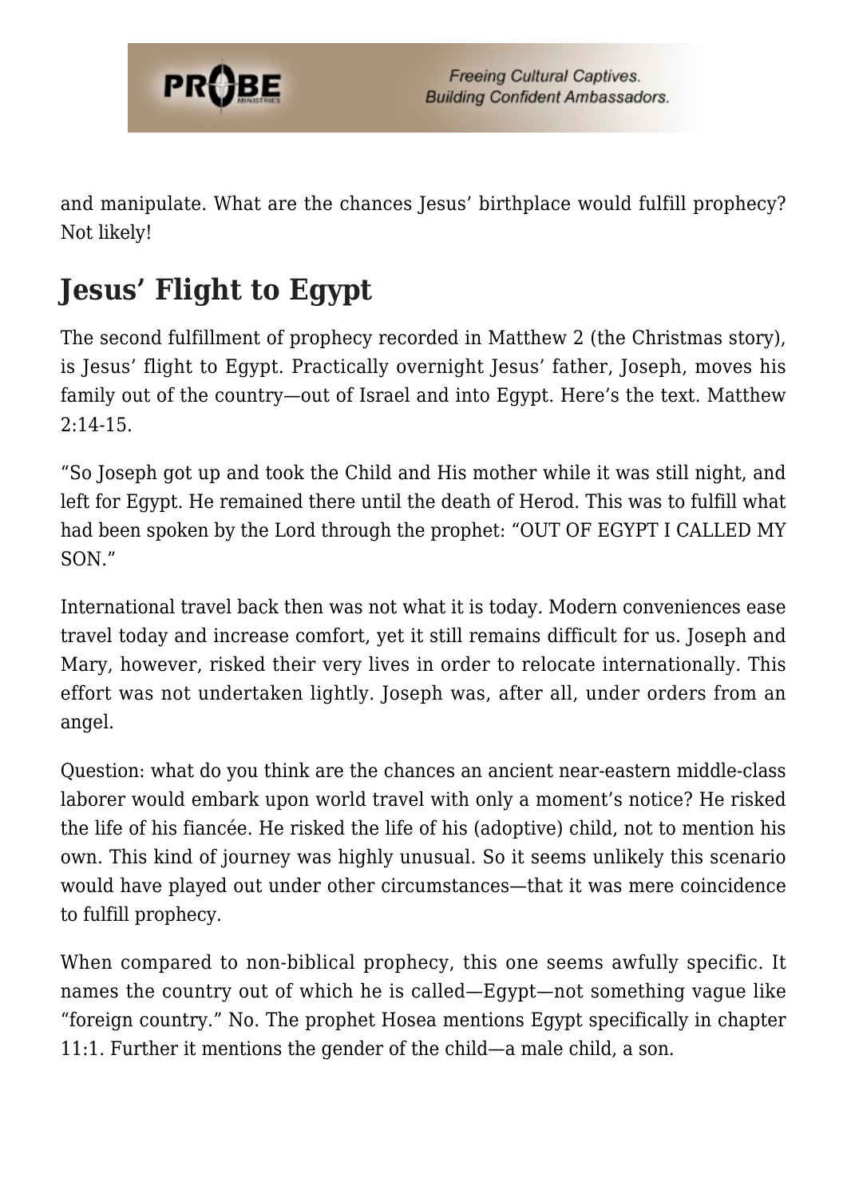and manipulate. What are the chances Jesus' birthplace would fulfill prophecy? Not likely!

## Jesus' Flight to Egypt

The second fulfillment of prophecy recorded in Matthew 2 (the Christmas story), is Jesus' flight to Egypt. Practically overnight Jesus' father, Joseph, moves his family out of the country—out of Israel and into Egypt. Here's the text. Matthew 2:14-15.

"So Joseph got up and took the Child and His mother while it was still night, and left for Egypt. He remained there until the death of Herod. This was to fulfill what had been spoken by the Lord through the prophet: "OUT OF EGYPT I CALLED MY SON."

International travel back then was not what it is today. Modern conveniences ease travel today and increase comfort, yet it still remains difficult for us. Joseph and Mary, however, risked their very lives in order to relocate internationally. This effort was not undertaken lightly. Joseph was, after all, under orders from an angel.

Question: what do you think are the chances an ancient near-eastern middle-class laborer would embark upon world travel with only a moment's notice? He risked the life of his fiancée. He risked the life of his (adoptive) child, not to mention his own. This kind of journey was highly unusual. So it seems unlikely this scenario would have played out under other circumstances—that it was mere coincidence to fulfill prophecy.

When compared to non-biblical prophecy, this one seems awfully specific. It names the country out of which he is called—Egypt—not something vague like "foreign country." No. The prophet Hosea mentions Egypt specifically in chapter 11:1. Further it mentions the gender of the child—a male child, a son.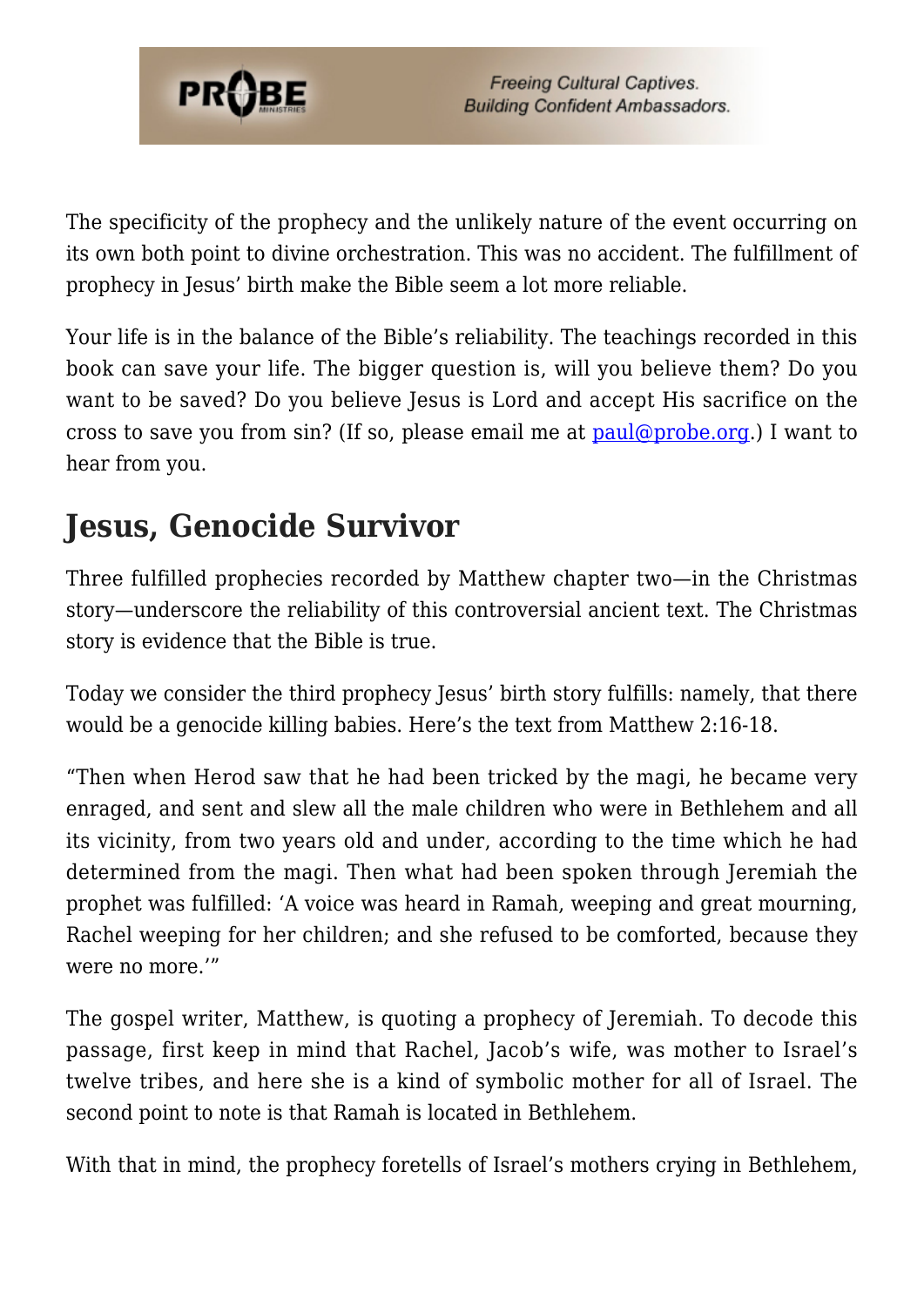The specificity of the prophecy and the unlikely nature of the event occurring on its own both point to divine orchestration. This was no accident. The fulfillment of prophecy in Jesus' birth make the Bible seem a lot more reliable.

Your life is in the balance of the Bible's reliability. The teachings recorded in this book can save your life. The bigger question is, will you believe them? Do you want to be saved? Do you believe Jesus is Lord and accept His sacrifice on the cross to save you from sin? (If so, please email me at [paul@probe.org](mailto:paul@probe.org).) I want to hear from you.

## Jesus, Genocide Survivor

Three fulfilled prophecies recorded by Matthew chapter two—in the Christmas story—underscore the reliability of this controversial ancient text. The Christmas story is evidence that the Bible is true.

Today we consider the third prophecy Jesus' birth story fulfills: namely, that there would be a genocide killing babies. Here's the text from Matthew 2:16-18.

"Then when Herod saw that he had been tricked by the magi, he became very enraged, and sent and slew all the male children who were in Bethlehem and all its vicinity, from two years old and under, according to the time which he had determined from the magi. Then what had been spoken through Jeremiah the prophet was fulfilled: 'A voice was heard in Ramah, weeping and great mourning, Rachel weeping for her children; and she refused to be comforted, because they were no more.'"

The gospel writer, Matthew, is quoting a prophecy of Jeremiah. To decode this passage, first keep in mind that Rachel, Jacob's wife, was mother to Israel's twelve tribes, and here she is a kind of symbolic mother for all of Israel. The second point to note is that Ramah is located in Bethlehem.

With that in mind, the prophecy foretells of Israel's mothers crying in Bethlehem,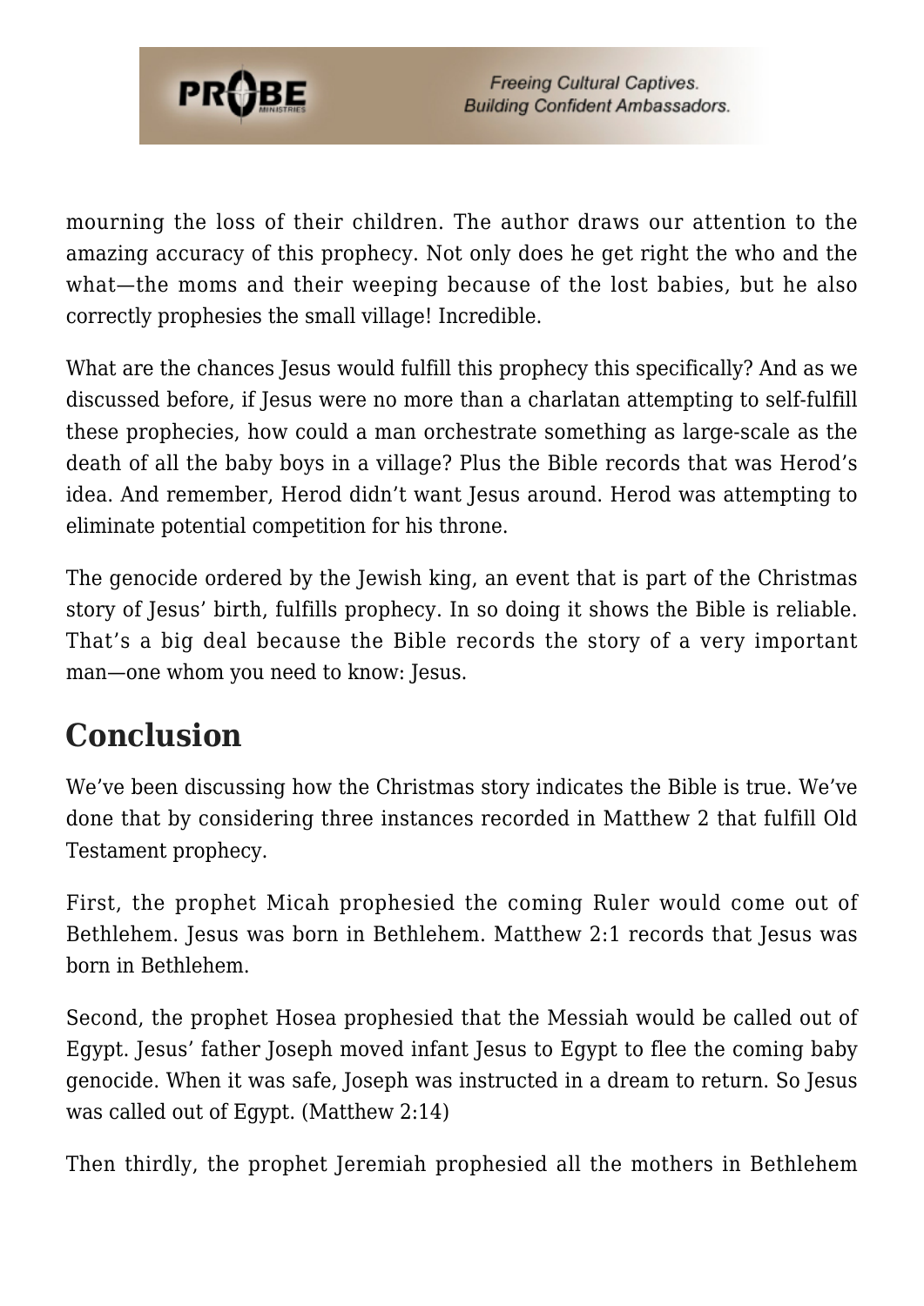mourning the loss of their children. The author draws our attention to the amazing accuracy of this prophecy. Not only does he get right the who and the what—the moms and their weeping because of the lost babies, but he also correctly prophesies the small village! Incredible.

What are the chances Jesus would fulfill this prophecy this specifically? And as we discussed before, if Jesus were no more than a charlatan attempting to self-fulfill these prophecies, how could a man orchestrate something as large-scale as the death of all the baby boys in a village? Plus the Bible records that was Herod's idea. And remember, Herod didn't want Jesus around. Herod was attempting to eliminate potential competition for his throne.

The genocide ordered by the Jewish king, an event that is part of the Christmas story of Jesus' birth, fulfills prophecy. In so doing it shows the Bible is reliable. That's a big deal because the Bible records the story of a very important man—one whom you need to know: Jesus.

## Conclusion

We've been discussing how the Christmas story indicates the Bible is true. We've done that by considering three instances recorded in Matthew 2 that fulfill Old Testament prophecy.

First, the prophet Micah prophesied the coming Ruler would come out of Bethlehem. Jesus was born in Bethlehem. Matthew 2:1 records that Jesus was born in Bethlehem.

Second, the prophet Hosea prophesied that the Messiah would be called out of Egypt. Jesus' father Joseph moved infant Jesus to Egypt to flee the coming baby genocide. When it was safe, Joseph was instructed in a dream to return. So Jesus was called out of Egypt. (Matthew 2:14)

Then thirdly, the prophet Jeremiah prophesied all the mothers in Bethlehem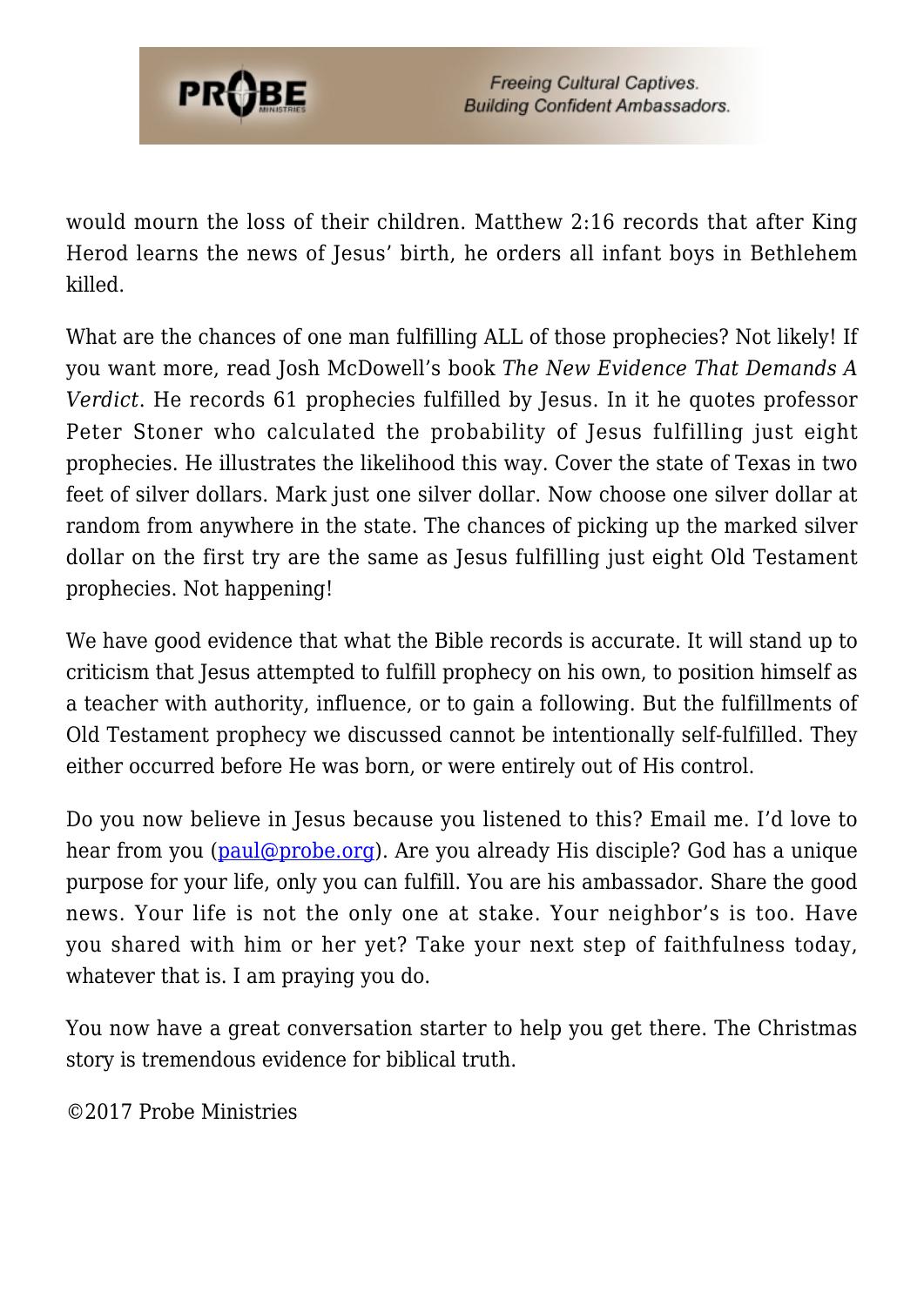would mourn the loss of their children. Matthew 2:16 records that after King Herod learns the news of Jesus' birth, he orders all infant boys in Bethlehem killed.

What are the chances of one man fulfilling ALL of those prophecies? Not likely! If you want more, read Josh McDowell's book *The New Evidence That Demands A Verdict*. He records 61 prophecies fulfilled by Jesus. In it he quotes professor Peter Stoner who calculated the probability of Jesus fulfilling just eight prophecies. He illustrates the likelihood this way. Cover the state of Texas in two feet of silver dollars. Mark just one silver dollar. Now choose one silver dollar at random from anywhere in the state. The chances of picking up the marked silver dollar on the first try are the same as Jesus fulfilling just eight Old Testament prophecies. Not happening!

We have good evidence that what the Bible records is accurate. It will stand up to criticism that Jesus attempted to fulfill prophecy on his own, to position himself as a teacher with authority, influence, or to gain a following. But the fulfillments of Old Testament prophecy we discussed cannot be intentionally self-fulfilled. They either occurred before He was born, or were entirely out of His control.

Do you now believe in Jesus because you listened to this? Email me. I'd love to hear from you (paul@probe.org). Are you already His disciple? God has a unique purpose for your life, only you can fulfill. You are his ambassador. Share the good news. Your life is not the only one at stake. Your neighbor's is too. Have you shared with him or her yet? Take your next step of faithfulness today, whatever that is. I am praying you do.

You now have a great conversation starter to help you get there. The Christmas story is tremendous evidence for biblical truth.

©2017 Probe Ministries